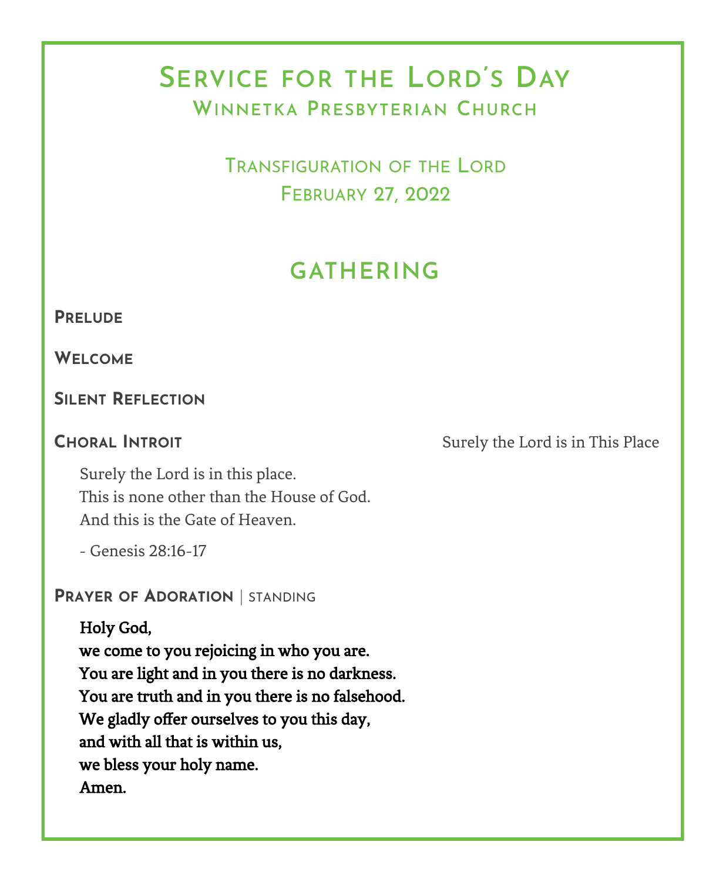# Service for the Lord's Day

## Winnetka Presbyterian Church

### Transfiguration of the Lord
### February 27, 2022

## GATHERING

**Prelude**

**Welcome**

**Silent Reflection**

**Choral Introit** — Surely the Lord is in This Place

Surely the Lord is in this place.
This is none other than the House of God.
And this is the Gate of Heaven.

- Genesis 28:16-17

**Prayer of Adoration** | standing

**Holy God,**
**we come to you rejoicing in who you are.**
**You are light and in you there is no darkness.**
**You are truth and in you there is no falsehood.**
**We gladly offer ourselves to you this day,**
**and with all that is within us,**
**we bless your holy name.**
**Amen.**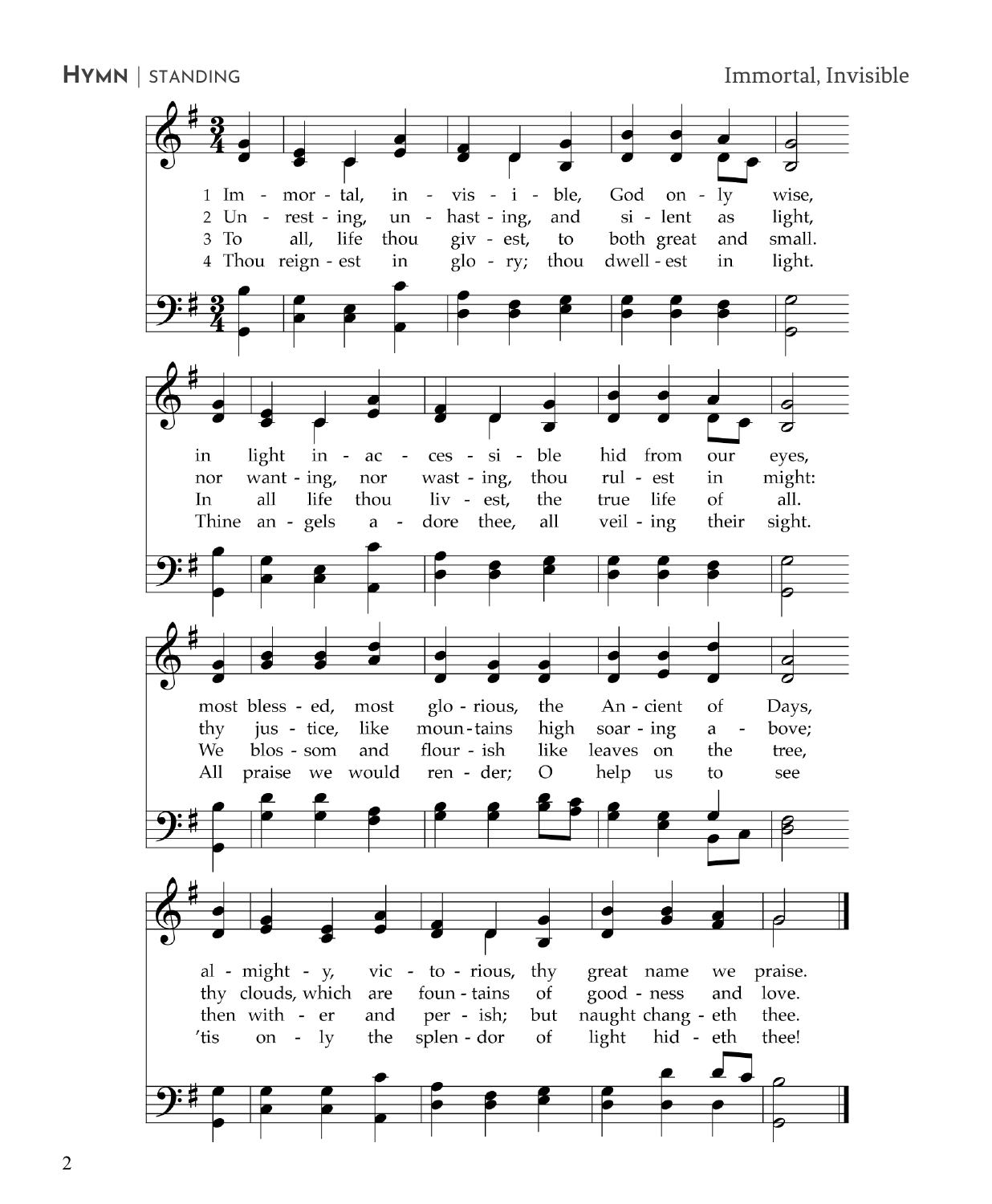**Hymn** | standing

Immortal, Invisible

1 Im - mor - tal, in - vis - i - ble, God on - ly wise,
in light in - ac - ces - si - ble hid from our eyes,
most bless - ed, most glo - rious, the An - cient of Days,
al - might - y, vic - to - rious, thy great name we praise.

2 Un - rest - ing, un - hast - ing, and si - lent as light,
nor want - ing, nor wast - ing, thou rul - est in might:
thy jus - tice, like moun - tains high soar - ing a - bove;
thy clouds, which are foun - tains of good - ness and love.

3 To all, life thou giv - est, to both great and small.
In all life thou liv - est, the true life of all.
We blos - som and flour - ish like leaves on the tree,
then with - er and per - ish; but naught chang - eth thee.

4 Thou reign - est in glo - ry; thou dwell - est in light.
Thine an - gels a - dore thee, all veil - ing their sight.
All praise we would ren - der; O help us to see
'tis on - ly the splen - dor of light hid - eth thee!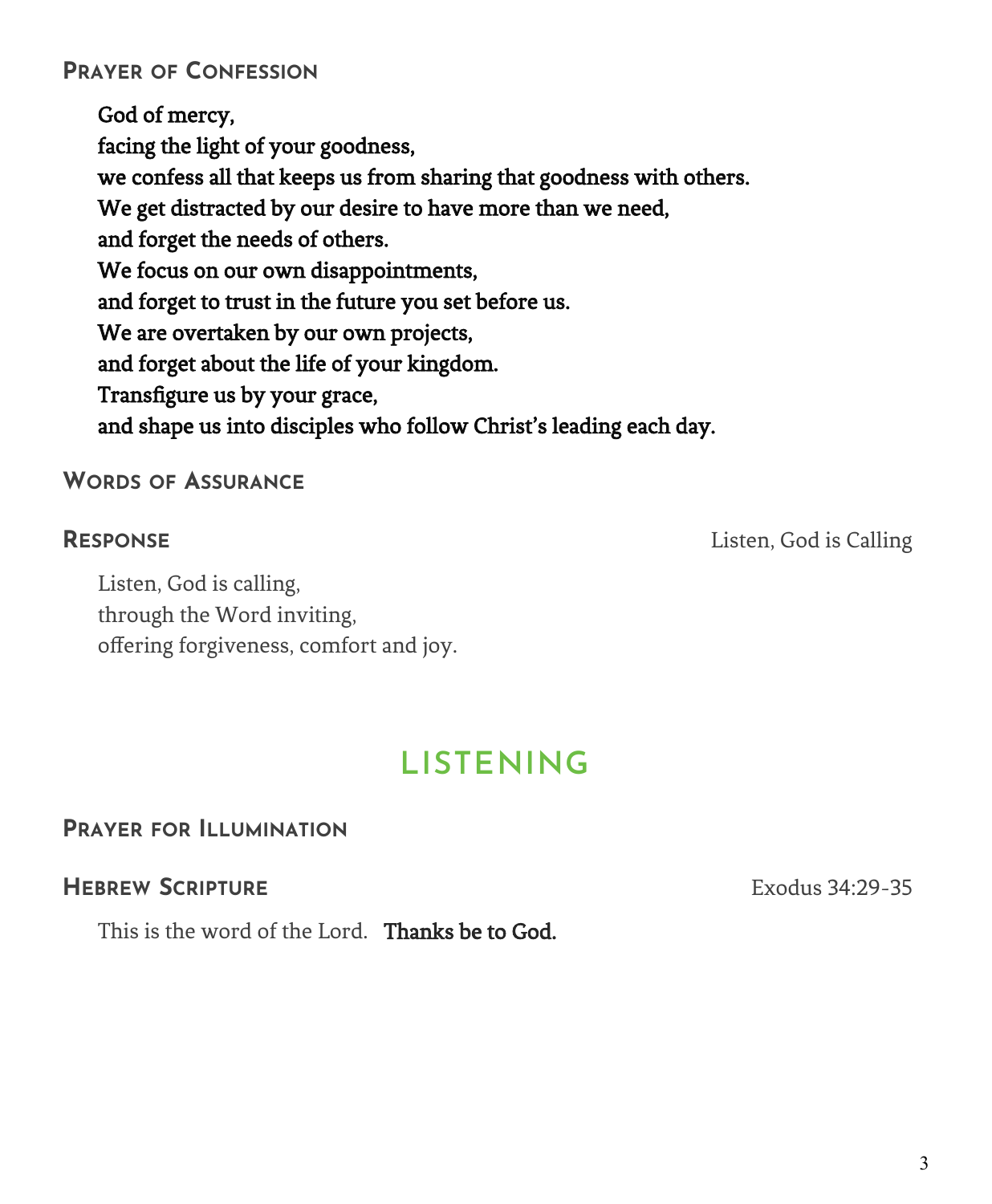### Prayer of Confession

**God of mercy,**
**facing the light of your goodness,**
**we confess all that keeps us from sharing that goodness with others.**
**We get distracted by our desire to have more than we need,**
**and forget the needs of others.**
**We focus on our own disappointments,**
**and forget to trust in the future you set before us.**
**We are overtaken by our own projects,**
**and forget about the life of your kingdom.**
**Transfigure us by your grace,**
**and shape us into disciples who follow Christ's leading each day.**

### Words of Assurance

### Response — Listen, God is Calling

Listen, God is calling,
through the Word inviting,
offering forgiveness, comfort and joy.

## LISTENING

### Prayer for Illumination

### Hebrew Scripture — Exodus 34:29-35

This is the word of the Lord. **Thanks be to God.**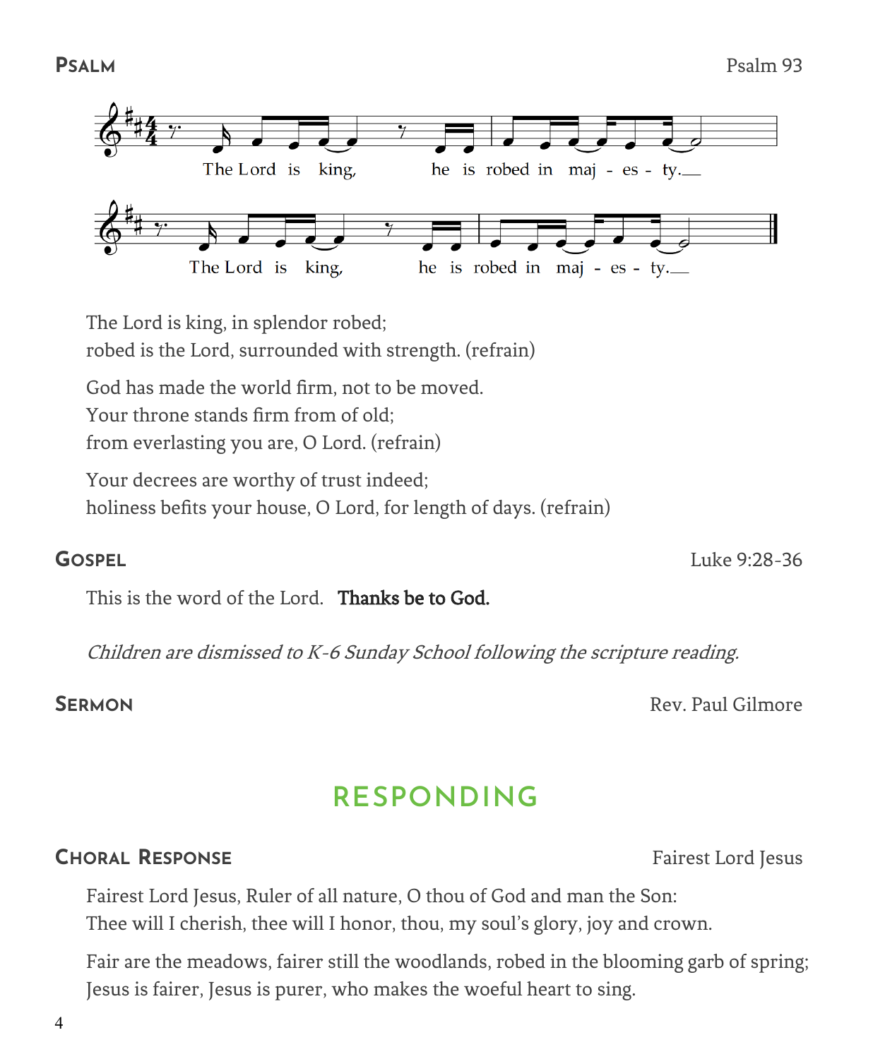## Psalm

Psalm 93

The Lord is king, he is robed in maj - es - ty.

The Lord is king, he is robed in maj - es - ty.

The Lord is king, in splendor robed;
robed is the Lord, surrounded with strength. (refrain)

God has made the world firm, not to be moved.
Your throne stands firm from of old;
from everlasting you are, O Lord. (refrain)

Your decrees are worthy of trust indeed;
holiness befits your house, O Lord, for length of days. (refrain)

## Gospel

Luke 9:28-36

This is the word of the Lord. **Thanks be to God.**

*Children are dismissed to K-6 Sunday School following the scripture reading.*

## Sermon

Rev. Paul Gilmore

# RESPONDING

## Choral Response

Fairest Lord Jesus

Fairest Lord Jesus, Ruler of all nature, O thou of God and man the Son:
Thee will I cherish, thee will I honor, thou, my soul's glory, joy and crown.

Fair are the meadows, fairer still the woodlands, robed in the blooming garb of spring;
Jesus is fairer, Jesus is purer, who makes the woeful heart to sing.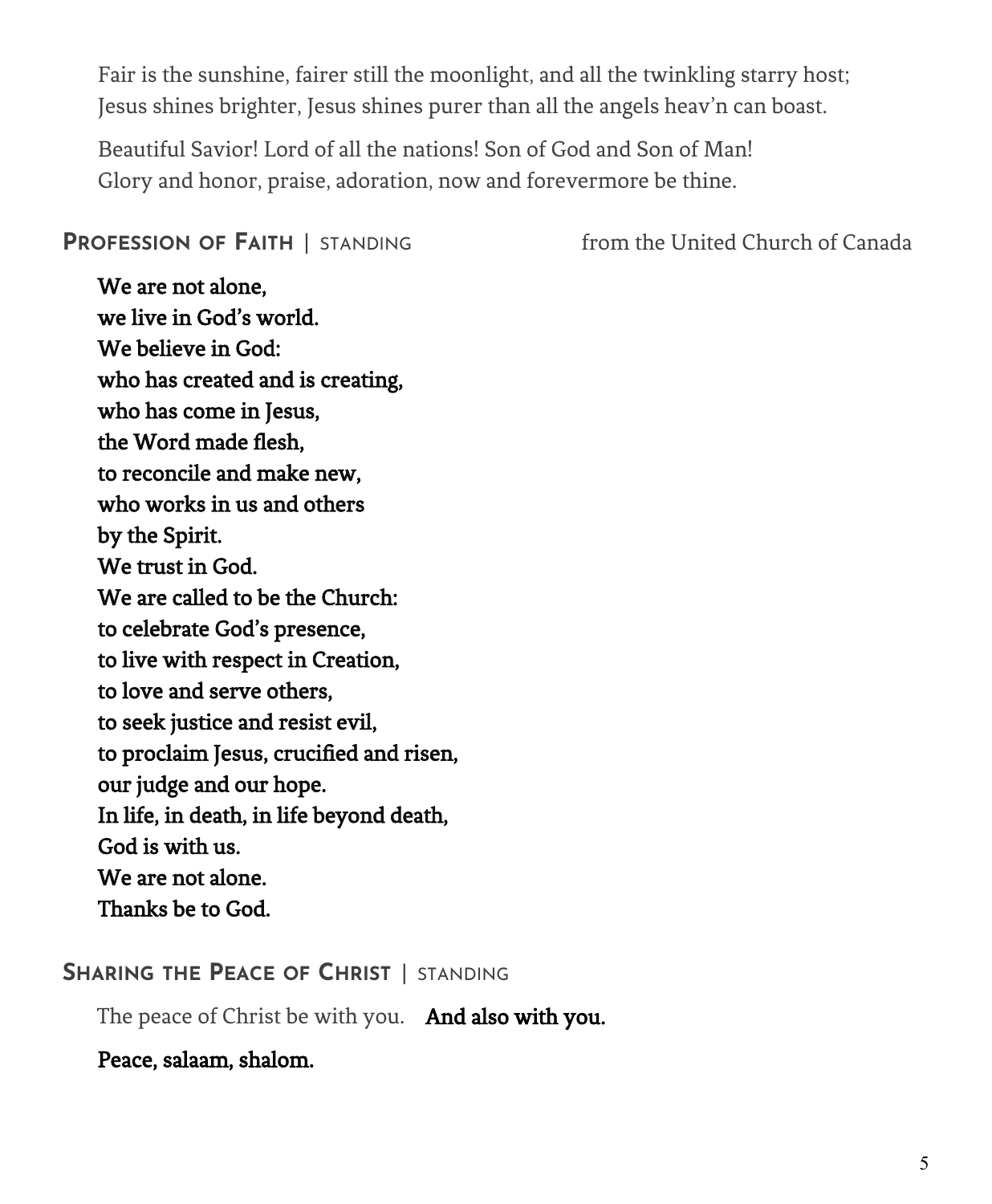Fair is the sunshine, fairer still the moonlight, and all the twinkling starry host;
Jesus shines brighter, Jesus shines purer than all the angels heav'n can boast.

Beautiful Savior! Lord of all the nations! Son of God and Son of Man!
Glory and honor, praise, adoration, now and forevermore be thine.

## Profession of Faith | standing

from the United Church of Canada

**We are not alone,
we live in God's world.
We believe in God:
who has created and is creating,
who has come in Jesus,
the Word made flesh,
to reconcile and make new,
who works in us and others
by the Spirit.
We trust in God.
We are called to be the Church:
to celebrate God's presence,
to live with respect in Creation,
to love and serve others,
to seek justice and resist evil,
to proclaim Jesus, crucified and risen,
our judge and our hope.
In life, in death, in life beyond death,
God is with us.
We are not alone.
Thanks be to God.**

## Sharing the Peace of Christ | standing

The peace of Christ be with you. **And also with you.**

**Peace, salaam, shalom.**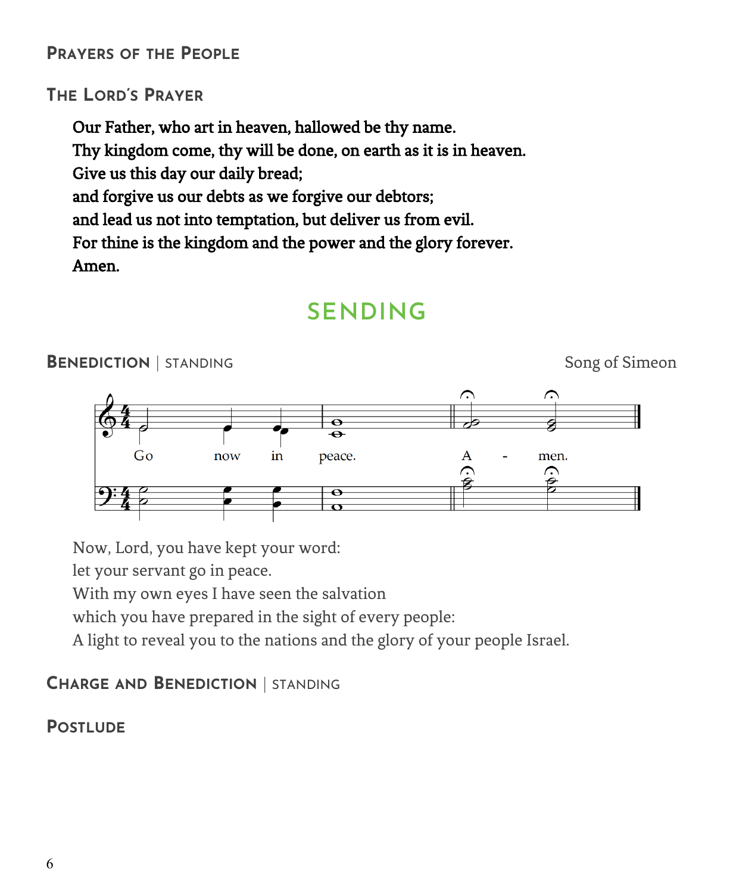### Prayers of the People

### The Lord's Prayer

**Our Father, who art in heaven, hallowed be thy name.**
**Thy kingdom come, thy will be done, on earth as it is in heaven.**
**Give us this day our daily bread;**
**and forgive us our debts as we forgive our debtors;**
**and lead us not into temptation, but deliver us from evil.**
**For thine is the kingdom and the power and the glory forever.**
**Amen.**

## SENDING

### Benediction | standing

Song of Simeon

Go now in peace. A - men.

Now, Lord, you have kept your word:
let your servant go in peace.
With my own eyes I have seen the salvation
which you have prepared in the sight of every people:
A light to reveal you to the nations and the glory of your people Israel.

### Charge and Benediction | standing

### Postlude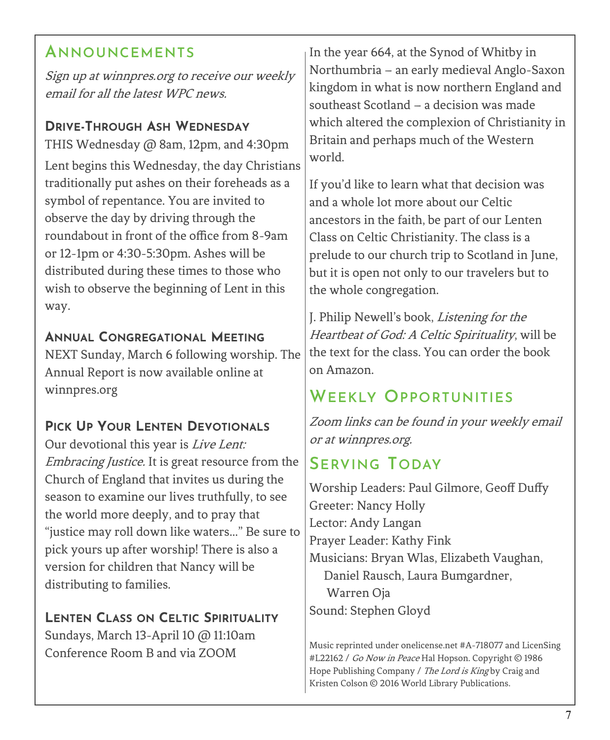## Announcements

*Sign up at winnpres.org to receive our weekly email for all the latest WPC news.*

### Drive-Through Ash Wednesday

THIS Wednesday @ 8am, 12pm, and 4:30pm

Lent begins this Wednesday, the day Christians traditionally put ashes on their foreheads as a symbol of repentance. You are invited to observe the day by driving through the roundabout in front of the office from 8-9am or 12-1pm or 4:30-5:30pm. Ashes will be distributed during these times to those who wish to observe the beginning of Lent in this way.

### Annual Congregational Meeting

NEXT Sunday, March 6 following worship. The Annual Report is now available online at winnpres.org

### Pick Up Your Lenten Devotionals

Our devotional this year is *Live Lent: Embracing Justice.* It is great resource from the Church of England that invites us during the season to examine our lives truthfully, to see the world more deeply, and to pray that "justice may roll down like waters..." Be sure to pick yours up after worship! There is also a version for children that Nancy will be distributing to families.

### Lenten Class on Celtic Spirituality

Sundays, March 13-April 10 @ 11:10am
Conference Room B and via ZOOM

In the year 664, at the Synod of Whitby in Northumbria – an early medieval Anglo-Saxon kingdom in what is now northern England and southeast Scotland – a decision was made which altered the complexion of Christianity in Britain and perhaps much of the Western world.

If you'd like to learn what that decision was and a whole lot more about our Celtic ancestors in the faith, be part of our Lenten Class on Celtic Christianity. The class is a prelude to our church trip to Scotland in June, but it is open not only to our travelers but to the whole congregation.

J. Philip Newell's book, *Listening for the Heartbeat of God: A Celtic Spirituality*, will be the text for the class. You can order the book on Amazon.

## Weekly Opportunities

*Zoom links can be found in your weekly email or at winnpres.org.*

## Serving Today

Worship Leaders: Paul Gilmore, Geoff Duffy
Greeter: Nancy Holly
Lector: Andy Langan
Prayer Leader: Kathy Fink
Musicians: Bryan Wlas, Elizabeth Vaughan, Daniel Rausch, Laura Bumgardner, Warren Oja
Sound: Stephen Gloyd

Music reprinted under onelicense.net #A-718077 and LicenSing #L22162 / *Go Now in Peace* Hal Hopson. Copyright © 1986 Hope Publishing Company / *The Lord is King* by Craig and Kristen Colson © 2016 World Library Publications.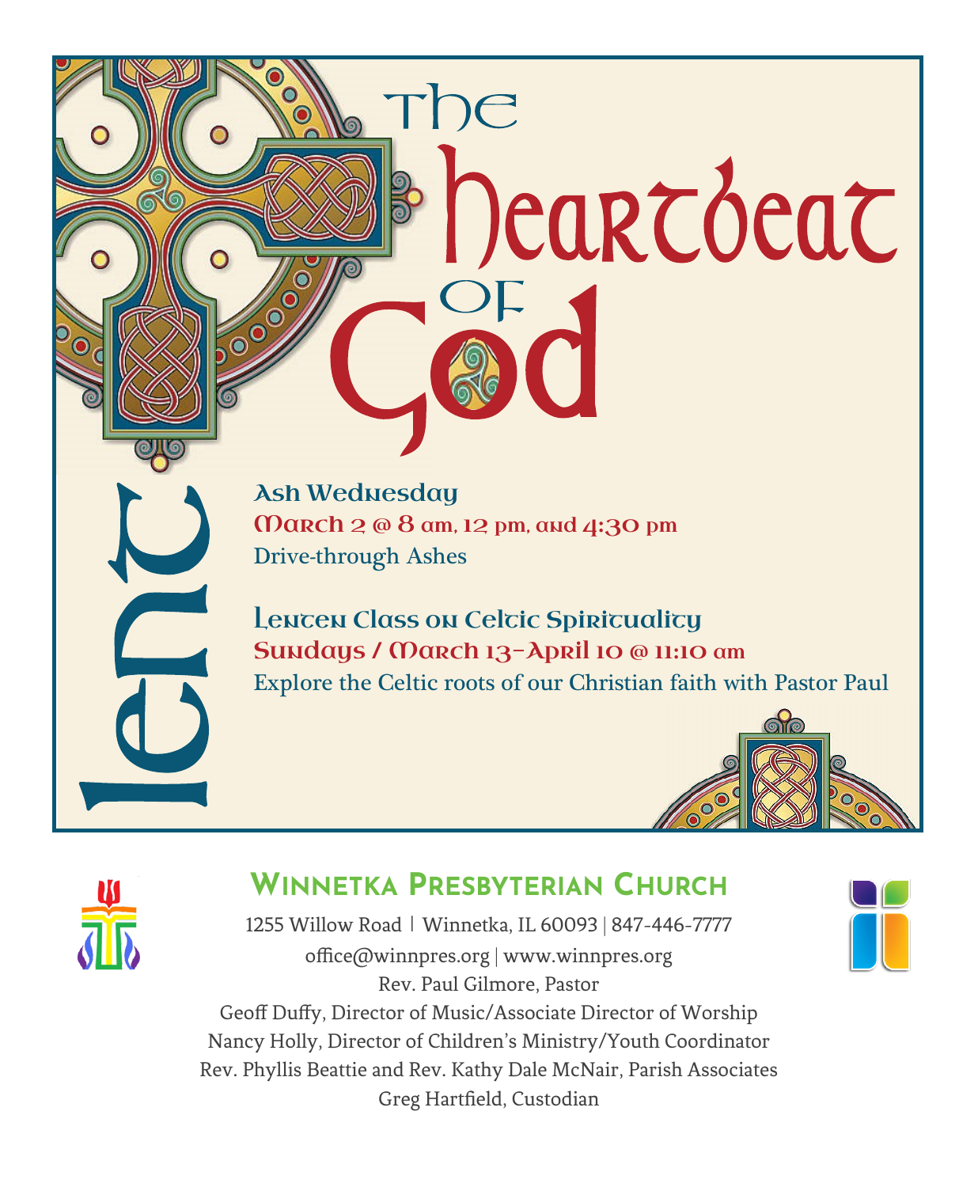# The Heartbeat of God

## Lent

**Ash Wednesday**
**March 2 @ 8 am, 12 pm, and 4:30 pm**
Drive-through Ashes

**Lenten Class on Celtic Spirituality**
**Sundays / March 13–April 10 @ 11:10 am**
Explore the Celtic roots of our Christian faith with Pastor Paul

## Winnetka Presbyterian Church

1255 Willow Road | Winnetka, IL 60093 | 847-446-7777
office@winnpres.org | www.winnpres.org
Rev. Paul Gilmore, Pastor
Geoff Duffy, Director of Music/Associate Director of Worship
Nancy Holly, Director of Children's Ministry/Youth Coordinator
Rev. Phyllis Beattie and Rev. Kathy Dale McNair, Parish Associates
Greg Hartfield, Custodian